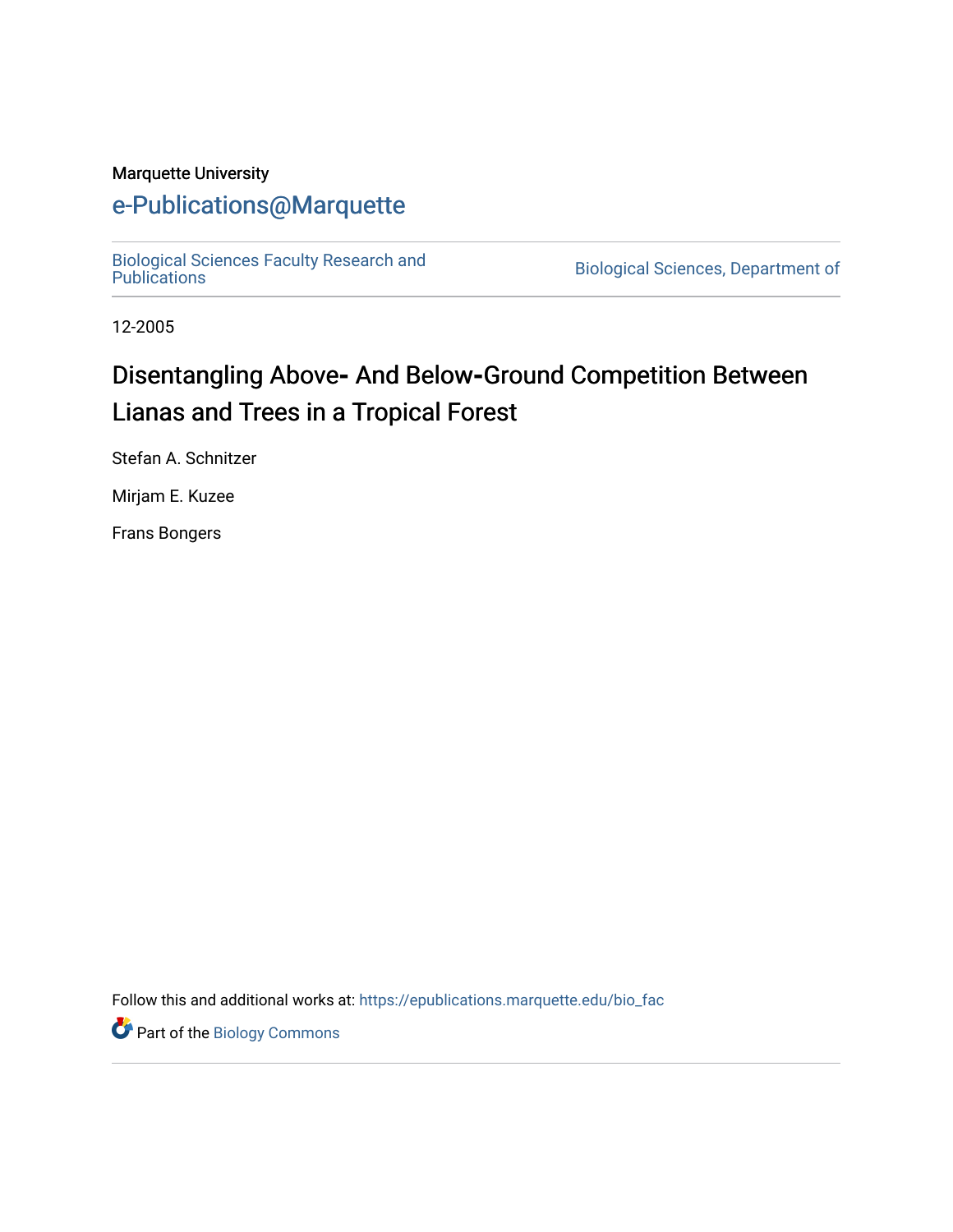Marquette University

# e-Publications@Marquette

Biological Sciences Faculty Research and Publications

Biological Sciences, Department of

12-2005

## Disentangling Above- And Below-Ground Competition Between Lianas and Trees in a Tropical Forest

Stefan A. Schnitzer

Mirjam E. Kuzee

Frans Bongers

Follow this and additional works at: https://epublications.marquette.edu/bio_fac

Part of the Biology Commons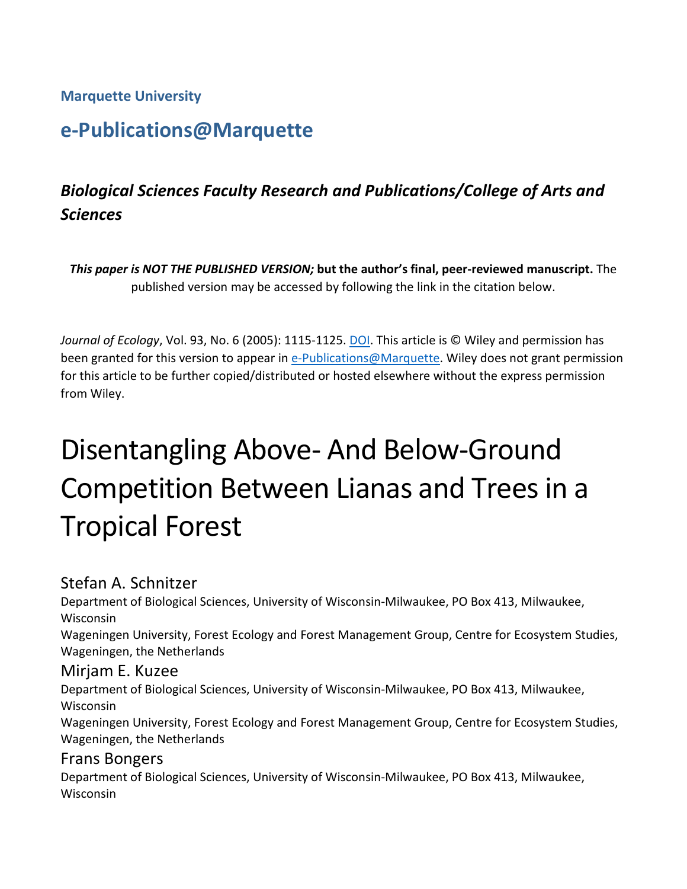Marquette University

## e-Publications@Marquette

### *Biological Sciences Faculty Research and Publications/College of Arts and Sciences*

***This paper is NOT THE PUBLISHED VERSION;* but the author's final, peer-reviewed manuscript.** The published version may be accessed by following the link in the citation below.

*Journal of Ecology*, Vol. 93, No. 6 (2005): 1115-1125. DOI. This article is © Wiley and permission has been granted for this version to appear in e-Publications@Marquette. Wiley does not grant permission for this article to be further copied/distributed or hosted elsewhere without the express permission from Wiley.

# Disentangling Above- And Below-Ground Competition Between Lianas and Trees in a Tropical Forest

Stefan A. Schnitzer
Department of Biological Sciences, University of Wisconsin-Milwaukee, PO Box 413, Milwaukee, Wisconsin
Wageningen University, Forest Ecology and Forest Management Group, Centre for Ecosystem Studies, Wageningen, the Netherlands

Mirjam E. Kuzee
Department of Biological Sciences, University of Wisconsin-Milwaukee, PO Box 413, Milwaukee, Wisconsin
Wageningen University, Forest Ecology and Forest Management Group, Centre for Ecosystem Studies, Wageningen, the Netherlands

Frans Bongers
Department of Biological Sciences, University of Wisconsin-Milwaukee, PO Box 413, Milwaukee, Wisconsin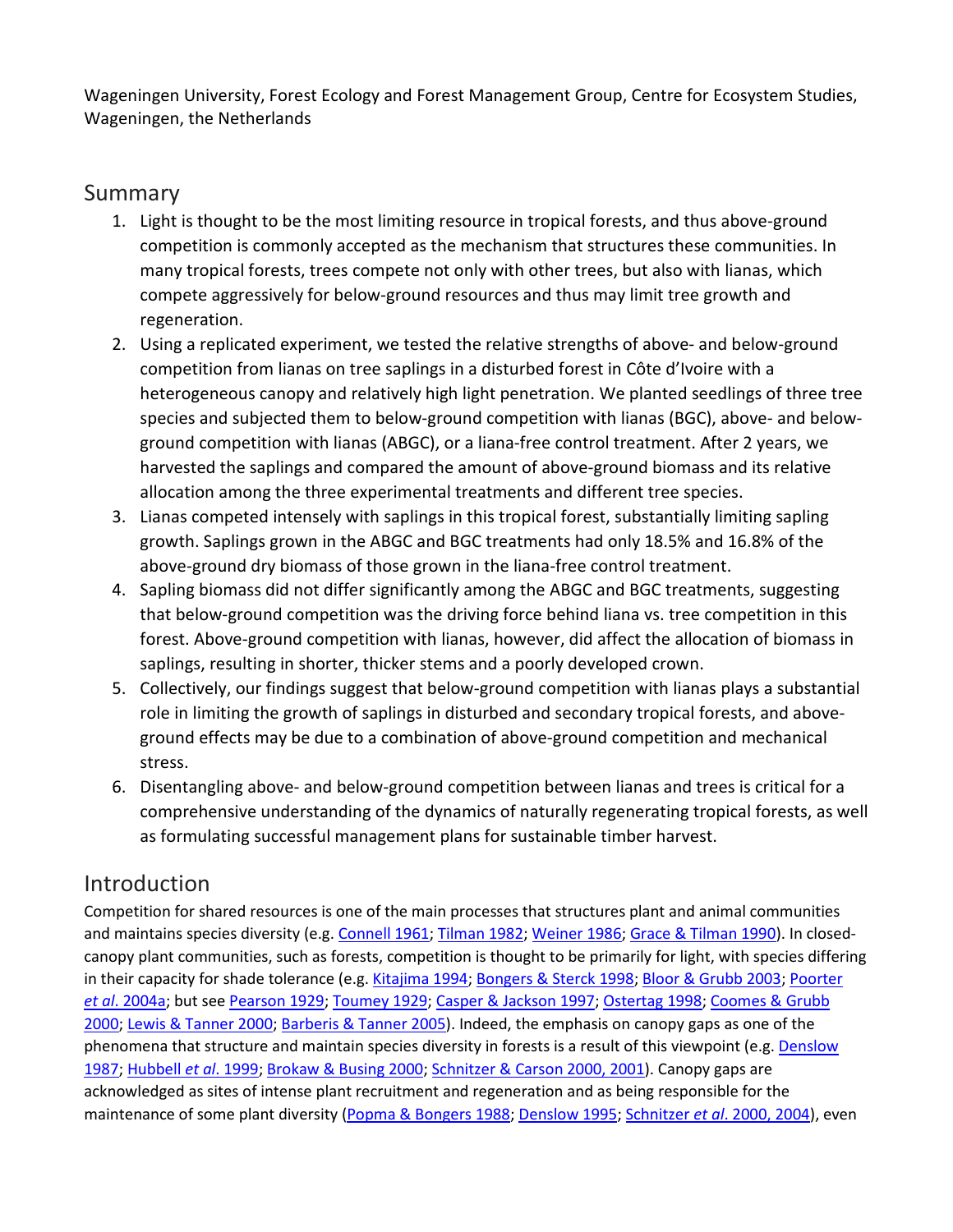Wageningen University, Forest Ecology and Forest Management Group, Centre for Ecosystem Studies, Wageningen, the Netherlands

## Summary

1. Light is thought to be the most limiting resource in tropical forests, and thus above-ground competition is commonly accepted as the mechanism that structures these communities. In many tropical forests, trees compete not only with other trees, but also with lianas, which compete aggressively for below-ground resources and thus may limit tree growth and regeneration.
2. Using a replicated experiment, we tested the relative strengths of above- and below-ground competition from lianas on tree saplings in a disturbed forest in Côte d'Ivoire with a heterogeneous canopy and relatively high light penetration. We planted seedlings of three tree species and subjected them to below-ground competition with lianas (BGC), above- and below-ground competition with lianas (ABGC), or a liana-free control treatment. After 2 years, we harvested the saplings and compared the amount of above-ground biomass and its relative allocation among the three experimental treatments and different tree species.
3. Lianas competed intensely with saplings in this tropical forest, substantially limiting sapling growth. Saplings grown in the ABGC and BGC treatments had only 18.5% and 16.8% of the above-ground dry biomass of those grown in the liana-free control treatment.
4. Sapling biomass did not differ significantly among the ABGC and BGC treatments, suggesting that below-ground competition was the driving force behind liana vs. tree competition in this forest. Above-ground competition with lianas, however, did affect the allocation of biomass in saplings, resulting in shorter, thicker stems and a poorly developed crown.
5. Collectively, our findings suggest that below-ground competition with lianas plays a substantial role in limiting the growth of saplings in disturbed and secondary tropical forests, and above-ground effects may be due to a combination of above-ground competition and mechanical stress.
6. Disentangling above- and below-ground competition between lianas and trees is critical for a comprehensive understanding of the dynamics of naturally regenerating tropical forests, as well as formulating successful management plans for sustainable timber harvest.

## Introduction

Competition for shared resources is one of the main processes that structures plant and animal communities and maintains species diversity (e.g. Connell 1961; Tilman 1982; Weiner 1986; Grace & Tilman 1990). In closed-canopy plant communities, such as forests, competition is thought to be primarily for light, with species differing in their capacity for shade tolerance (e.g. Kitajima 1994; Bongers & Sterck 1998; Bloor & Grubb 2003; Poorter *et al*. 2004a; but see Pearson 1929; Toumey 1929; Casper & Jackson 1997; Ostertag 1998; Coomes & Grubb 2000; Lewis & Tanner 2000; Barberis & Tanner 2005). Indeed, the emphasis on canopy gaps as one of the phenomena that structure and maintain species diversity in forests is a result of this viewpoint (e.g. Denslow 1987; Hubbell *et al*. 1999; Brokaw & Busing 2000; Schnitzer & Carson 2000, 2001). Canopy gaps are acknowledged as sites of intense plant recruitment and regeneration and as being responsible for the maintenance of some plant diversity (Popma & Bongers 1988; Denslow 1995; Schnitzer *et al*. 2000, 2004), even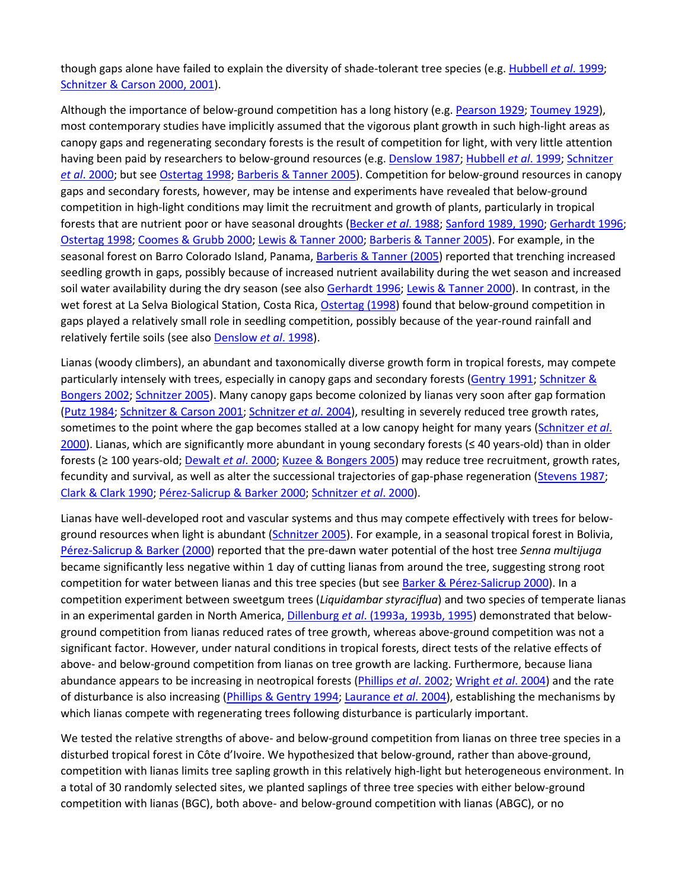though gaps alone have failed to explain the diversity of shade-tolerant tree species (e.g. Hubbell *et al*. 1999; Schnitzer & Carson 2000, 2001).

Although the importance of below-ground competition has a long history (e.g. Pearson 1929; Toumey 1929), most contemporary studies have implicitly assumed that the vigorous plant growth in such high-light areas as canopy gaps and regenerating secondary forests is the result of competition for light, with very little attention having been paid by researchers to below-ground resources (e.g. Denslow 1987; Hubbell *et al*. 1999; Schnitzer *et al*. 2000; but see Ostertag 1998; Barberis & Tanner 2005). Competition for below-ground resources in canopy gaps and secondary forests, however, may be intense and experiments have revealed that below-ground competition in high-light conditions may limit the recruitment and growth of plants, particularly in tropical forests that are nutrient poor or have seasonal droughts (Becker *et al*. 1988; Sanford 1989, 1990; Gerhardt 1996; Ostertag 1998; Coomes & Grubb 2000; Lewis & Tanner 2000; Barberis & Tanner 2005). For example, in the seasonal forest on Barro Colorado Island, Panama, Barberis & Tanner (2005) reported that trenching increased seedling growth in gaps, possibly because of increased nutrient availability during the wet season and increased soil water availability during the dry season (see also Gerhardt 1996; Lewis & Tanner 2000). In contrast, in the wet forest at La Selva Biological Station, Costa Rica, Ostertag (1998) found that below-ground competition in gaps played a relatively small role in seedling competition, possibly because of the year-round rainfall and relatively fertile soils (see also Denslow *et al*. 1998).

Lianas (woody climbers), an abundant and taxonomically diverse growth form in tropical forests, may compete particularly intensely with trees, especially in canopy gaps and secondary forests (Gentry 1991; Schnitzer & Bongers 2002; Schnitzer 2005). Many canopy gaps become colonized by lianas very soon after gap formation (Putz 1984; Schnitzer & Carson 2001; Schnitzer *et al*. 2004), resulting in severely reduced tree growth rates, sometimes to the point where the gap becomes stalled at a low canopy height for many years (Schnitzer *et al*. 2000). Lianas, which are significantly more abundant in young secondary forests (≤ 40 years-old) than in older forests (≥ 100 years-old; Dewalt *et al*. 2000; Kuzee & Bongers 2005) may reduce tree recruitment, growth rates, fecundity and survival, as well as alter the successional trajectories of gap-phase regeneration (Stevens 1987; Clark & Clark 1990; Pérez-Salicrup & Barker 2000; Schnitzer *et al*. 2000).

Lianas have well-developed root and vascular systems and thus may compete effectively with trees for below-ground resources when light is abundant (Schnitzer 2005). For example, in a seasonal tropical forest in Bolivia, Pérez-Salicrup & Barker (2000) reported that the pre-dawn water potential of the host tree *Senna multijuga* became significantly less negative within 1 day of cutting lianas from around the tree, suggesting strong root competition for water between lianas and this tree species (but see Barker & Pérez-Salicrup 2000). In a competition experiment between sweetgum trees (*Liquidambar styraciflua*) and two species of temperate lianas in an experimental garden in North America, Dillenburg *et al*. (1993a, 1993b, 1995) demonstrated that below-ground competition from lianas reduced rates of tree growth, whereas above-ground competition was not a significant factor. However, under natural conditions in tropical forests, direct tests of the relative effects of above- and below-ground competition from lianas on tree growth are lacking. Furthermore, because liana abundance appears to be increasing in neotropical forests (Phillips *et al*. 2002; Wright *et al*. 2004) and the rate of disturbance is also increasing (Phillips & Gentry 1994; Laurance *et al*. 2004), establishing the mechanisms by which lianas compete with regenerating trees following disturbance is particularly important.

We tested the relative strengths of above- and below-ground competition from lianas on three tree species in a disturbed tropical forest in Côte d'Ivoire. We hypothesized that below-ground, rather than above-ground, competition with lianas limits tree sapling growth in this relatively high-light but heterogeneous environment. In a total of 30 randomly selected sites, we planted saplings of three tree species with either below-ground competition with lianas (BGC), both above- and below-ground competition with lianas (ABGC), or no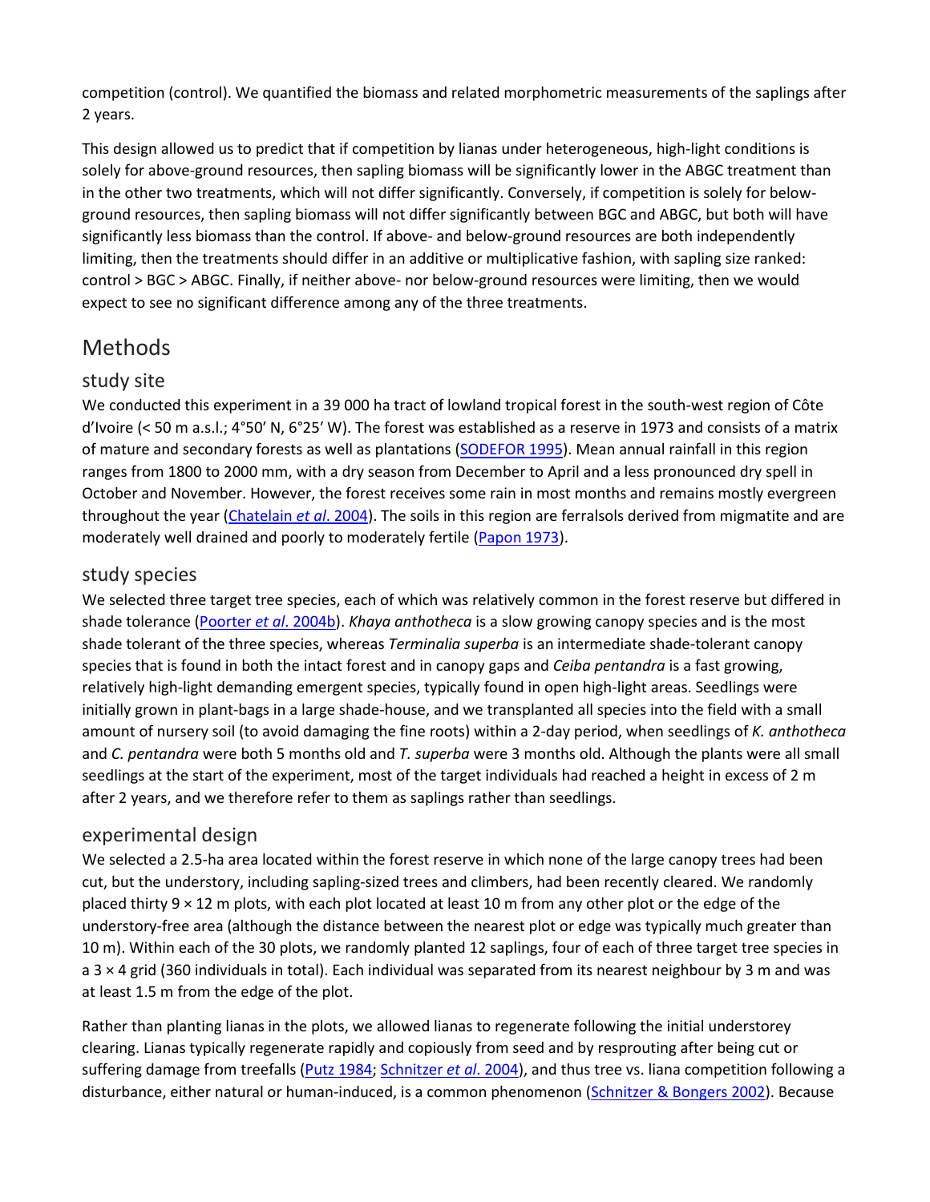competition (control). We quantified the biomass and related morphometric measurements of the saplings after 2 years.

This design allowed us to predict that if competition by lianas under heterogeneous, high-light conditions is solely for above-ground resources, then sapling biomass will be significantly lower in the ABGC treatment than in the other two treatments, which will not differ significantly. Conversely, if competition is solely for below-ground resources, then sapling biomass will not differ significantly between BGC and ABGC, but both will have significantly less biomass than the control. If above- and below-ground resources are both independently limiting, then the treatments should differ in an additive or multiplicative fashion, with sapling size ranked: control > BGC > ABGC. Finally, if neither above- nor below-ground resources were limiting, then we would expect to see no significant difference among any of the three treatments.

# Methods

## study site

We conducted this experiment in a 39 000 ha tract of lowland tropical forest in the south-west region of Côte d'Ivoire (< 50 m a.s.l.; 4°50′ N, 6°25′ W). The forest was established as a reserve in 1973 and consists of a matrix of mature and secondary forests as well as plantations (SODEFOR 1995). Mean annual rainfall in this region ranges from 1800 to 2000 mm, with a dry season from December to April and a less pronounced dry spell in October and November. However, the forest receives some rain in most months and remains mostly evergreen throughout the year (Chatelain *et al*. 2004). The soils in this region are ferralsols derived from migmatite and are moderately well drained and poorly to moderately fertile (Papon 1973).

## study species

We selected three target tree species, each of which was relatively common in the forest reserve but differed in shade tolerance (Poorter *et al*. 2004b). *Khaya anthotheca* is a slow growing canopy species and is the most shade tolerant of the three species, whereas *Terminalia superba* is an intermediate shade-tolerant canopy species that is found in both the intact forest and in canopy gaps and *Ceiba pentandra* is a fast growing, relatively high-light demanding emergent species, typically found in open high-light areas. Seedlings were initially grown in plant-bags in a large shade-house, and we transplanted all species into the field with a small amount of nursery soil (to avoid damaging the fine roots) within a 2-day period, when seedlings of *K. anthotheca* and *C. pentandra* were both 5 months old and *T. superba* were 3 months old. Although the plants were all small seedlings at the start of the experiment, most of the target individuals had reached a height in excess of 2 m after 2 years, and we therefore refer to them as saplings rather than seedlings.

## experimental design

We selected a 2.5-ha area located within the forest reserve in which none of the large canopy trees had been cut, but the understory, including sapling-sized trees and climbers, had been recently cleared. We randomly placed thirty 9 × 12 m plots, with each plot located at least 10 m from any other plot or the edge of the understory-free area (although the distance between the nearest plot or edge was typically much greater than 10 m). Within each of the 30 plots, we randomly planted 12 saplings, four of each of three target tree species in a 3 × 4 grid (360 individuals in total). Each individual was separated from its nearest neighbour by 3 m and was at least 1.5 m from the edge of the plot.

Rather than planting lianas in the plots, we allowed lianas to regenerate following the initial understorey clearing. Lianas typically regenerate rapidly and copiously from seed and by resprouting after being cut or suffering damage from treefalls (Putz 1984; Schnitzer *et al*. 2004), and thus tree vs. liana competition following a disturbance, either natural or human-induced, is a common phenomenon (Schnitzer & Bongers 2002). Because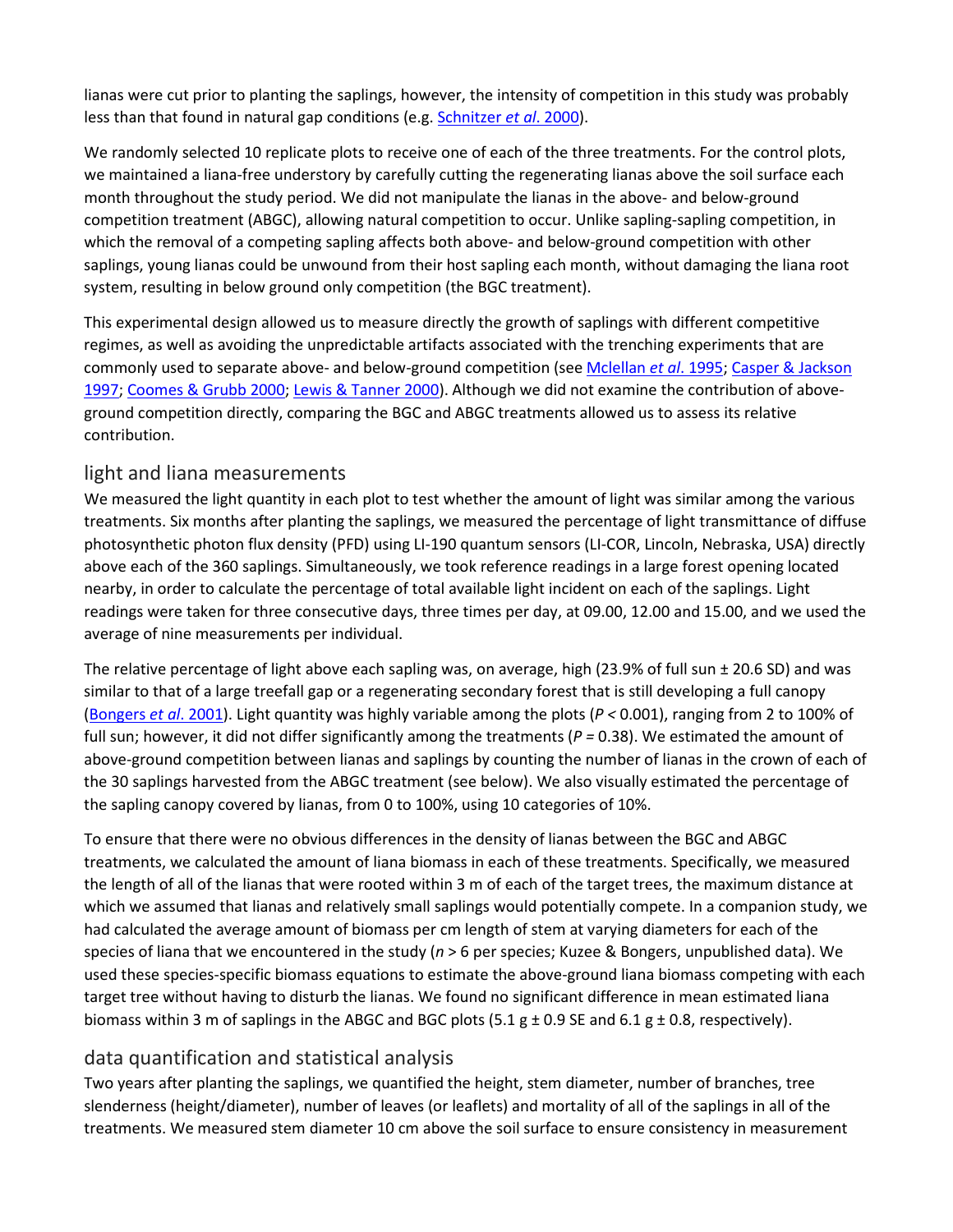lianas were cut prior to planting the saplings, however, the intensity of competition in this study was probably less than that found in natural gap conditions (e.g. Schnitzer *et al*. 2000).

We randomly selected 10 replicate plots to receive one of each of the three treatments. For the control plots, we maintained a liana-free understory by carefully cutting the regenerating lianas above the soil surface each month throughout the study period. We did not manipulate the lianas in the above- and below-ground competition treatment (ABGC), allowing natural competition to occur. Unlike sapling-sapling competition, in which the removal of a competing sapling affects both above- and below-ground competition with other saplings, young lianas could be unwound from their host sapling each month, without damaging the liana root system, resulting in below ground only competition (the BGC treatment).

This experimental design allowed us to measure directly the growth of saplings with different competitive regimes, as well as avoiding the unpredictable artifacts associated with the trenching experiments that are commonly used to separate above- and below-ground competition (see Mclellan *et al*. 1995; Casper & Jackson 1997; Coomes & Grubb 2000; Lewis & Tanner 2000). Although we did not examine the contribution of above-ground competition directly, comparing the BGC and ABGC treatments allowed us to assess its relative contribution.

## light and liana measurements

We measured the light quantity in each plot to test whether the amount of light was similar among the various treatments. Six months after planting the saplings, we measured the percentage of light transmittance of diffuse photosynthetic photon flux density (PFD) using LI-190 quantum sensors (LI-COR, Lincoln, Nebraska, USA) directly above each of the 360 saplings. Simultaneously, we took reference readings in a large forest opening located nearby, in order to calculate the percentage of total available light incident on each of the saplings. Light readings were taken for three consecutive days, three times per day, at 09.00, 12.00 and 15.00, and we used the average of nine measurements per individual.

The relative percentage of light above each sapling was, on average, high (23.9% of full sun ± 20.6 SD) and was similar to that of a large treefall gap or a regenerating secondary forest that is still developing a full canopy (Bongers *et al*. 2001). Light quantity was highly variable among the plots ($P < 0.001$), ranging from 2 to 100% of full sun; however, it did not differ significantly among the treatments ($P = 0.38$). We estimated the amount of above-ground competition between lianas and saplings by counting the number of lianas in the crown of each of the 30 saplings harvested from the ABGC treatment (see below). We also visually estimated the percentage of the sapling canopy covered by lianas, from 0 to 100%, using 10 categories of 10%.

To ensure that there were no obvious differences in the density of lianas between the BGC and ABGC treatments, we calculated the amount of liana biomass in each of these treatments. Specifically, we measured the length of all of the lianas that were rooted within 3 m of each of the target trees, the maximum distance at which we assumed that lianas and relatively small saplings would potentially compete. In a companion study, we had calculated the average amount of biomass per cm length of stem at varying diameters for each of the species of liana that we encountered in the study ($n > 6$ per species; Kuzee & Bongers, unpublished data). We used these species-specific biomass equations to estimate the above-ground liana biomass competing with each target tree without having to disturb the lianas. We found no significant difference in mean estimated liana biomass within 3 m of saplings in the ABGC and BGC plots (5.1 g ± 0.9 SE and 6.1 g ± 0.8, respectively).

## data quantification and statistical analysis

Two years after planting the saplings, we quantified the height, stem diameter, number of branches, tree slenderness (height/diameter), number of leaves (or leaflets) and mortality of all of the saplings in all of the treatments. We measured stem diameter 10 cm above the soil surface to ensure consistency in measurement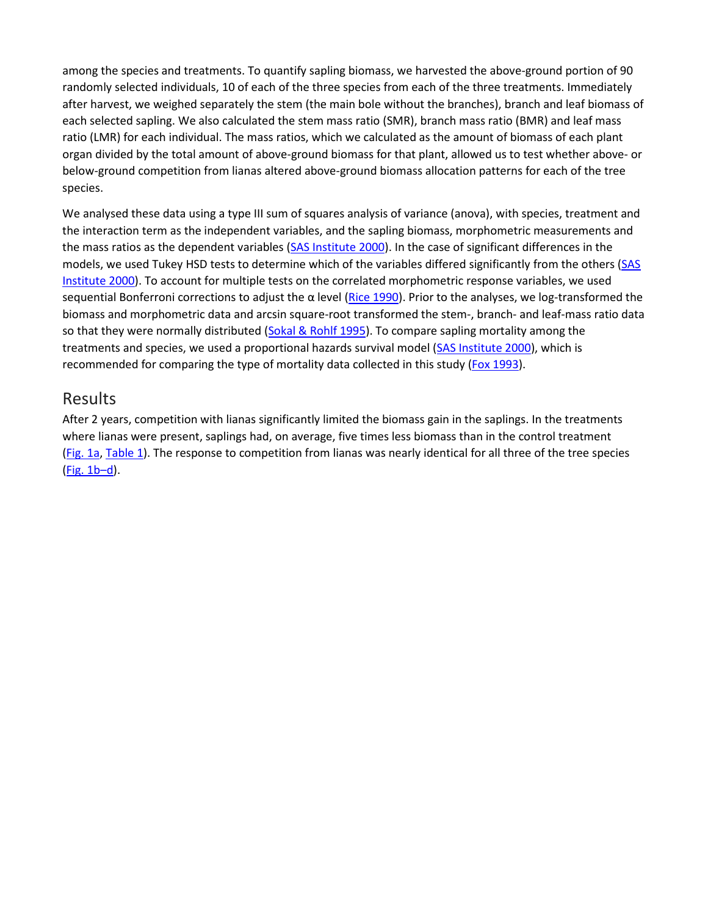among the species and treatments. To quantify sapling biomass, we harvested the above-ground portion of 90 randomly selected individuals, 10 of each of the three species from each of the three treatments. Immediately after harvest, we weighed separately the stem (the main bole without the branches), branch and leaf biomass of each selected sapling. We also calculated the stem mass ratio (SMR), branch mass ratio (BMR) and leaf mass ratio (LMR) for each individual. The mass ratios, which we calculated as the amount of biomass of each plant organ divided by the total amount of above-ground biomass for that plant, allowed us to test whether above- or below-ground competition from lianas altered above-ground biomass allocation patterns for each of the tree species.

We analysed these data using a type III sum of squares analysis of variance (anova), with species, treatment and the interaction term as the independent variables, and the sapling biomass, morphometric measurements and the mass ratios as the dependent variables (SAS Institute 2000). In the case of significant differences in the models, we used Tukey HSD tests to determine which of the variables differed significantly from the others (SAS Institute 2000). To account for multiple tests on the correlated morphometric response variables, we used sequential Bonferroni corrections to adjust the $\alpha$ level (Rice 1990). Prior to the analyses, we log-transformed the biomass and morphometric data and arcsin square-root transformed the stem-, branch- and leaf-mass ratio data so that they were normally distributed (Sokal & Rohlf 1995). To compare sapling mortality among the treatments and species, we used a proportional hazards survival model (SAS Institute 2000), which is recommended for comparing the type of mortality data collected in this study (Fox 1993).

## Results

After 2 years, competition with lianas significantly limited the biomass gain in the saplings. In the treatments where lianas were present, saplings had, on average, five times less biomass than in the control treatment (Fig. 1a, Table 1). The response to competition from lianas was nearly identical for all three of the tree species (Fig. 1b–d).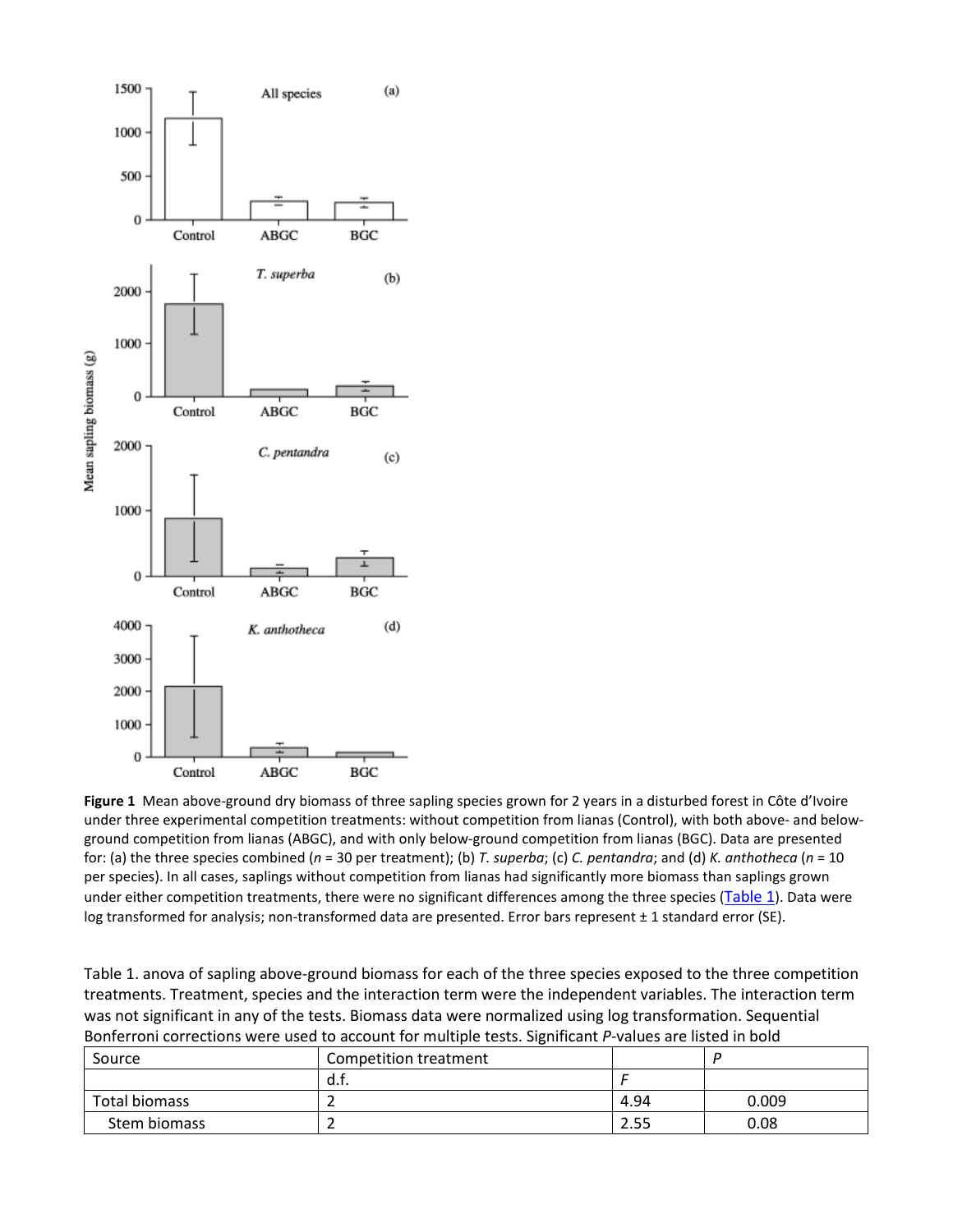**Figure 1** Mean above-ground dry biomass of three sapling species grown for 2 years in a disturbed forest in Côte d'Ivoire under three experimental competition treatments: without competition from lianas (Control), with both above- and below-ground competition from lianas (ABGC), and with only below-ground competition from lianas (BGC). Data are presented for: (a) the three species combined ($n$ = 30 per treatment); (b) *T. superba*; (c) *C. pentandra*; and (d) *K. anthotheca* ($n$ = 10 per species). In all cases, saplings without competition from lianas had significantly more biomass than saplings grown under either competition treatments, there were no significant differences among the three species (Table 1). Data were log transformed for analysis; non-transformed data are presented. Error bars represent ± 1 standard error (SE).

Table 1. anova of sapling above-ground biomass for each of the three species exposed to the three competition treatments. Treatment, species and the interaction term were the independent variables. The interaction term was not significant in any of the tests. Biomass data were normalized using log transformation. Sequential Bonferroni corrections were used to account for multiple tests. Significant *P*-values are listed in bold

| Source | Competition treatment | | *P* |
|---|---|---|---|
| | d.f. | *F* | |
| Total biomass | 2 | 4.94 | 0.009 |
| Stem biomass | 2 | 2.55 | 0.08 |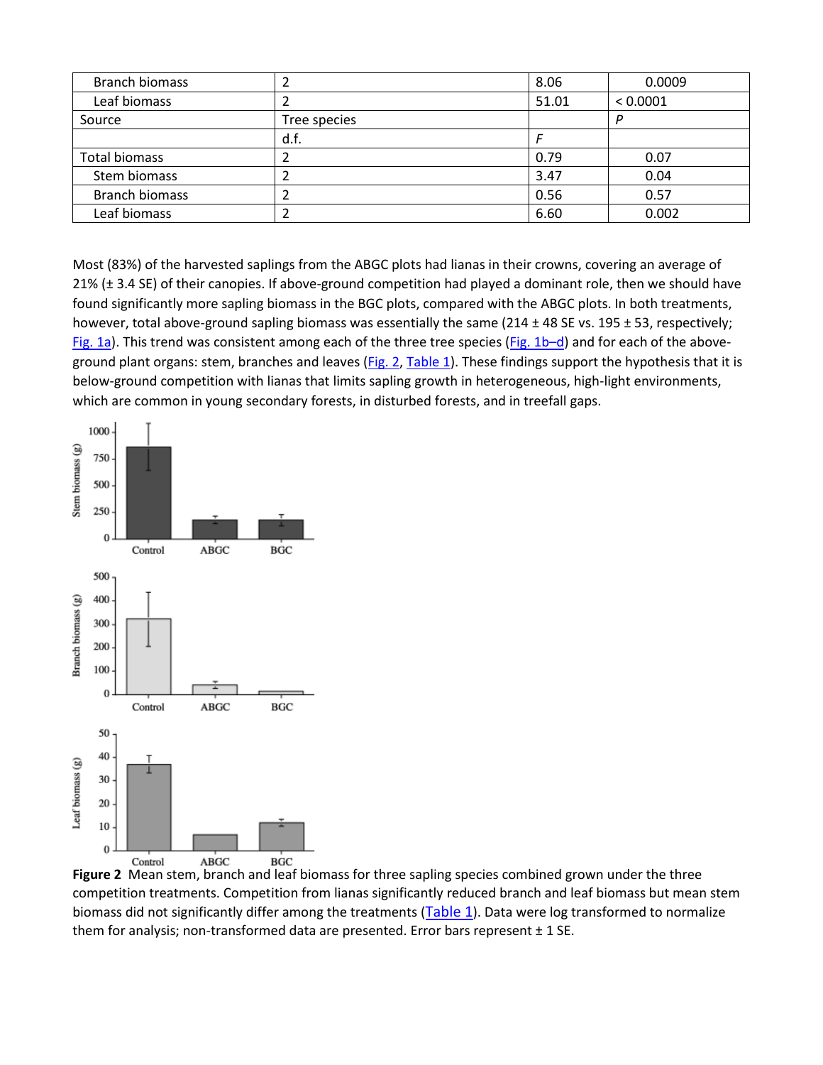| Branch biomass | 2 | 8.06 | 0.0009 |
|---|---|---|---|
| Leaf biomass | 2 | 51.01 | < 0.0001 |
| Source | Tree species | | *P* |
| | d.f. | *F* | |
| Total biomass | 2 | 0.79 | 0.07 |
| Stem biomass | 2 | 3.47 | 0.04 |
| Branch biomass | 2 | 0.56 | 0.57 |
| Leaf biomass | 2 | 6.60 | 0.002 |

Most (83%) of the harvested saplings from the ABGC plots had lianas in their crowns, covering an average of 21% (± 3.4 SE) of their canopies. If above-ground competition had played a dominant role, then we should have found significantly more sapling biomass in the BGC plots, compared with the ABGC plots. In both treatments, however, total above-ground sapling biomass was essentially the same (214 ± 48 SE vs. 195 ± 53, respectively; Fig. 1a). This trend was consistent among each of the three tree species (Fig. 1b–d) and for each of the above-ground plant organs: stem, branches and leaves (Fig. 2, Table 1). These findings support the hypothesis that it is below-ground competition with lianas that limits sapling growth in heterogeneous, high-light environments, which are common in young secondary forests, in disturbed forests, and in treefall gaps.

**Figure 2** Mean stem, branch and leaf biomass for three sapling species combined grown under the three competition treatments. Competition from lianas significantly reduced branch and leaf biomass but mean stem biomass did not significantly differ among the treatments (Table 1). Data were log transformed to normalize them for analysis; non-transformed data are presented. Error bars represent ± 1 SE.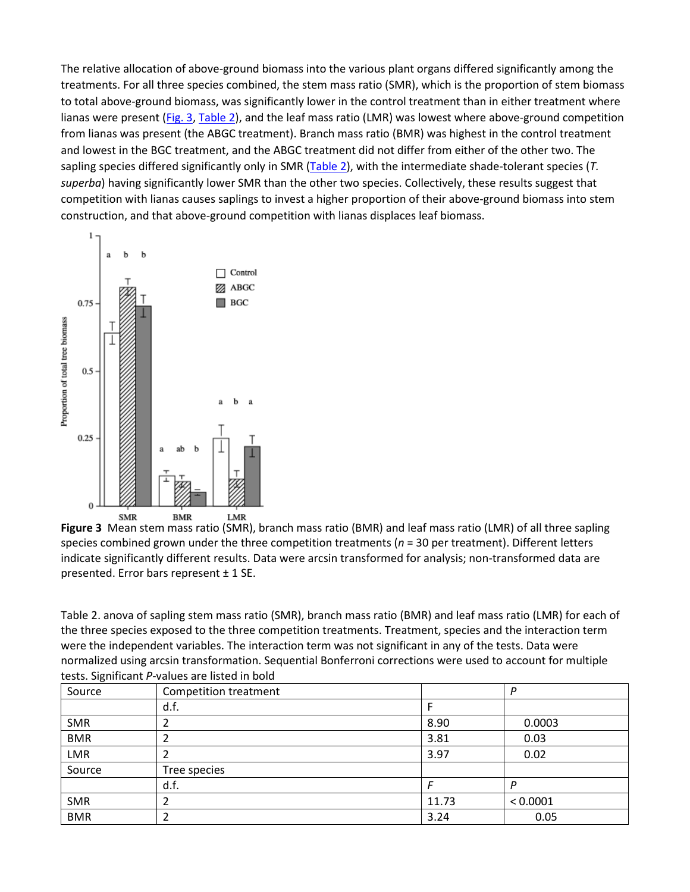The relative allocation of above-ground biomass into the various plant organs differed significantly among the treatments. For all three species combined, the stem mass ratio (SMR), which is the proportion of stem biomass to total above-ground biomass, was significantly lower in the control treatment than in either treatment where lianas were present (Fig. 3, Table 2), and the leaf mass ratio (LMR) was lowest where above-ground competition from lianas was present (the ABGC treatment). Branch mass ratio (BMR) was highest in the control treatment and lowest in the BGC treatment, and the ABGC treatment did not differ from either of the other two. The sapling species differed significantly only in SMR (Table 2), with the intermediate shade-tolerant species (*T. superba*) having significantly lower SMR than the other two species. Collectively, these results suggest that competition with lianas causes saplings to invest a higher proportion of their above-ground biomass into stem construction, and that above-ground competition with lianas displaces leaf biomass.

**Figure 3** Mean stem mass ratio (SMR), branch mass ratio (BMR) and leaf mass ratio (LMR) of all three sapling species combined grown under the three competition treatments ($n$ = 30 per treatment). Different letters indicate significantly different results. Data were arcsin transformed for analysis; non-transformed data are presented. Error bars represent ± 1 SE.

Table 2. anova of sapling stem mass ratio (SMR), branch mass ratio (BMR) and leaf mass ratio (LMR) for each of the three species exposed to the three competition treatments. Treatment, species and the interaction term were the independent variables. The interaction term was not significant in any of the tests. Data were normalized using arcsin transformation. Sequential Bonferroni corrections were used to account for multiple tests. Significant $P$-values are listed in bold

| Source | Competition treatment | | $P$ |
|---|---|---|---|
| | d.f. | F | |
| SMR | 2 | 8.90 | 0.0003 |
| BMR | 2 | 3.81 | 0.03 |
| LMR | 2 | 3.97 | 0.02 |
| Source | Tree species | | |
| | d.f. | $F$ | $P$ |
| SMR | 2 | 11.73 | < 0.0001 |
| BMR | 2 | 3.24 | 0.05 |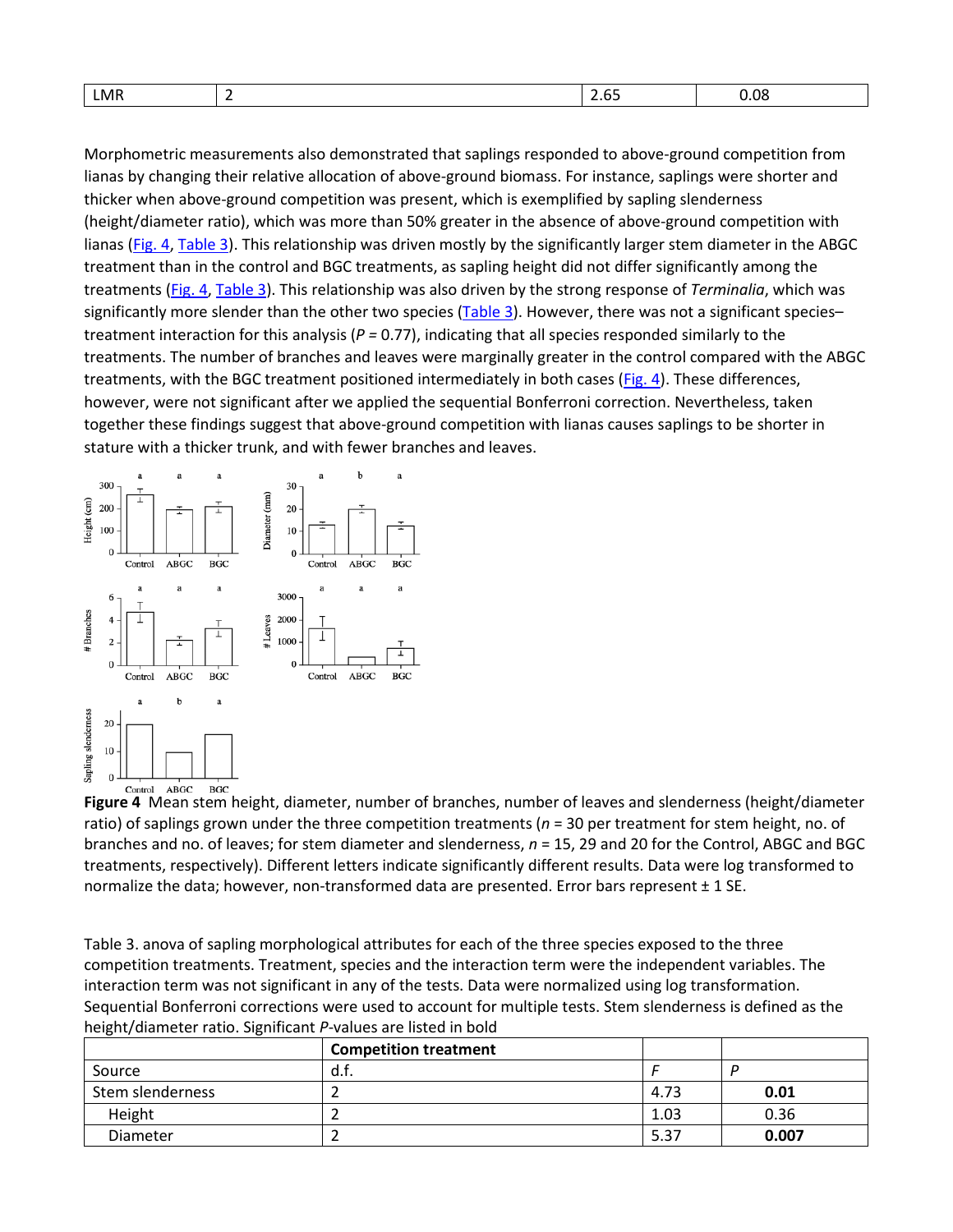| LMR | 2 | 2.65 | 0.08 |
|---|---|---|---|

Morphometric measurements also demonstrated that saplings responded to above-ground competition from lianas by changing their relative allocation of above-ground biomass. For instance, saplings were shorter and thicker when above-ground competition was present, which is exemplified by sapling slenderness (height/diameter ratio), which was more than 50% greater in the absence of above-ground competition with lianas (Fig. 4, Table 3). This relationship was driven mostly by the significantly larger stem diameter in the ABGC treatment than in the control and BGC treatments, as sapling height did not differ significantly among the treatments (Fig. 4, Table 3). This relationship was also driven by the strong response of *Terminalia*, which was significantly more slender than the other two species (Table 3). However, there was not a significant species–treatment interaction for this analysis ($P = 0.77$), indicating that all species responded similarly to the treatments. The number of branches and leaves were marginally greater in the control compared with the ABGC treatments, with the BGC treatment positioned intermediately in both cases (Fig. 4). These differences, however, were not significant after we applied the sequential Bonferroni correction. Nevertheless, taken together these findings suggest that above-ground competition with lianas causes saplings to be shorter in stature with a thicker trunk, and with fewer branches and leaves.

**Figure 4** Mean stem height, diameter, number of branches, number of leaves and slenderness (height/diameter ratio) of saplings grown under the three competition treatments ($n$ = 30 per treatment for stem height, no. of branches and no. of leaves; for stem diameter and slenderness, $n$ = 15, 29 and 20 for the Control, ABGC and BGC treatments, respectively). Different letters indicate significantly different results. Data were log transformed to normalize the data; however, non-transformed data are presented. Error bars represent ± 1 SE.

Table 3. anova of sapling morphological attributes for each of the three species exposed to the three competition treatments. Treatment, species and the interaction term were the independent variables. The interaction term was not significant in any of the tests. Data were normalized using log transformation. Sequential Bonferroni corrections were used to account for multiple tests. Stem slenderness is defined as the height/diameter ratio. Significant *P*-values are listed in bold

| | **Competition treatment** | | |
|---|---|---|---|
| Source | d.f. | *F* | *P* |
| Stem slenderness | 2 | 4.73 | **0.01** |
| Height | 2 | 1.03 | 0.36 |
| Diameter | 2 | 5.37 | **0.007** |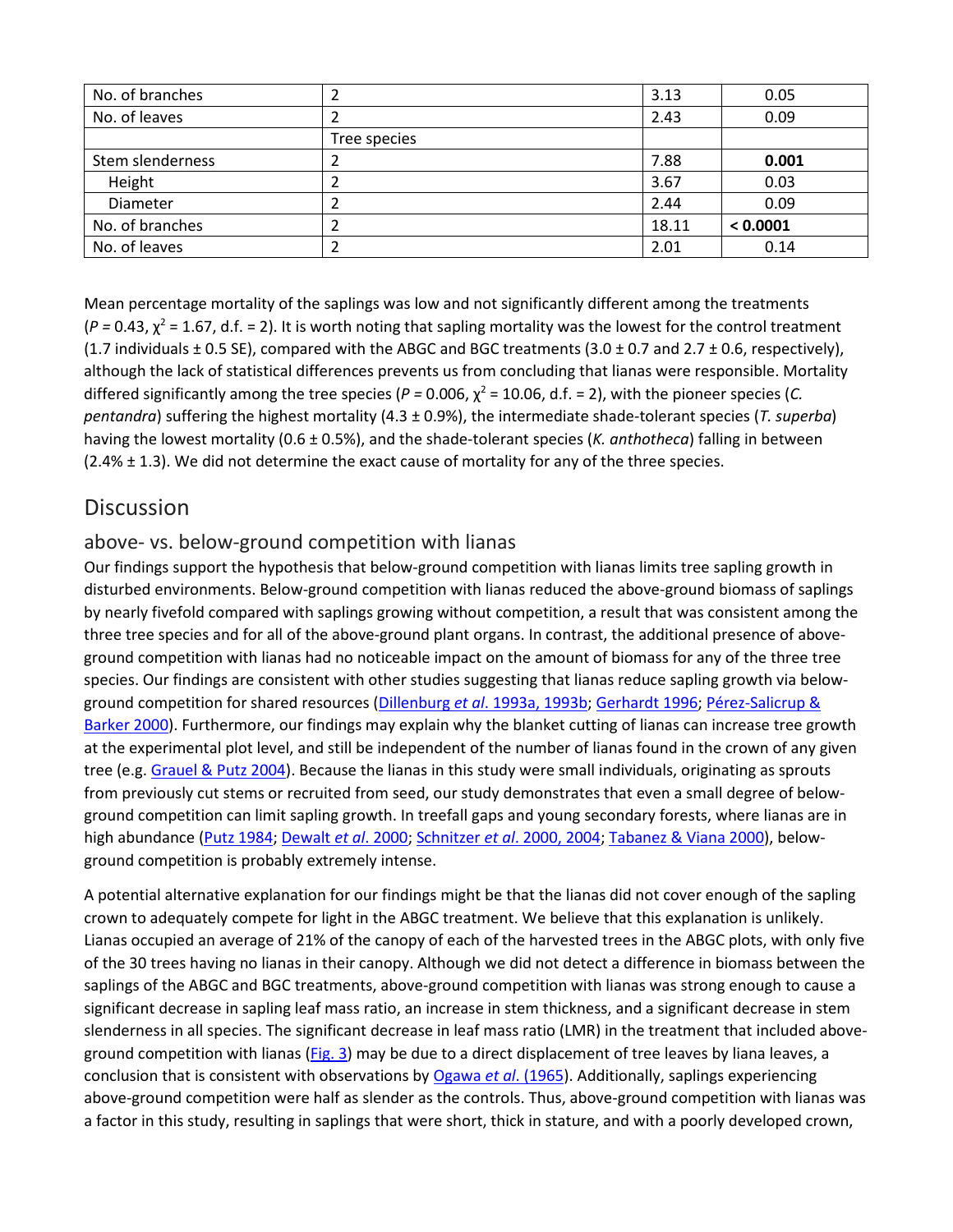| | | | |
|---|---|---|---|
| No. of branches | 2 | 3.13 | 0.05 |
| No. of leaves | 2 | 2.43 | 0.09 |
| | Tree species | | |
| Stem slenderness | 2 | 7.88 | **0.001** |
| Height | 2 | 3.67 | 0.03 |
| Diameter | 2 | 2.44 | 0.09 |
| No. of branches | 2 | 18.11 | **< 0.0001** |
| No. of leaves | 2 | 2.01 | 0.14 |

Mean percentage mortality of the saplings was low and not significantly different among the treatments ($P = 0.43$, $\chi^2 = 1.67$, d.f. = 2). It is worth noting that sapling mortality was the lowest for the control treatment (1.7 individuals ± 0.5 SE), compared with the ABGC and BGC treatments (3.0 ± 0.7 and 2.7 ± 0.6, respectively), although the lack of statistical differences prevents us from concluding that lianas were responsible. Mortality differed significantly among the tree species ($P = 0.006$, $\chi^2 = 10.06$, d.f. = 2), with the pioneer species (*C. pentandra*) suffering the highest mortality (4.3 ± 0.9%), the intermediate shade-tolerant species (*T. superba*) having the lowest mortality (0.6 ± 0.5%), and the shade-tolerant species (*K. anthotheca*) falling in between (2.4% ± 1.3). We did not determine the exact cause of mortality for any of the three species.

# Discussion

## above- vs. below-ground competition with lianas

Our findings support the hypothesis that below-ground competition with lianas limits tree sapling growth in disturbed environments. Below-ground competition with lianas reduced the above-ground biomass of saplings by nearly fivefold compared with saplings growing without competition, a result that was consistent among the three tree species and for all of the above-ground plant organs. In contrast, the additional presence of above-ground competition with lianas had no noticeable impact on the amount of biomass for any of the three tree species. Our findings are consistent with other studies suggesting that lianas reduce sapling growth via below-ground competition for shared resources (Dillenburg *et al*. 1993a, 1993b; Gerhardt 1996; Pérez-Salicrup & Barker 2000). Furthermore, our findings may explain why the blanket cutting of lianas can increase tree growth at the experimental plot level, and still be independent of the number of lianas found in the crown of any given tree (e.g. Grauel & Putz 2004). Because the lianas in this study were small individuals, originating as sprouts from previously cut stems or recruited from seed, our study demonstrates that even a small degree of below-ground competition can limit sapling growth. In treefall gaps and young secondary forests, where lianas are in high abundance (Putz 1984; Dewalt *et al*. 2000; Schnitzer *et al*. 2000, 2004; Tabanez & Viana 2000), below-ground competition is probably extremely intense.

A potential alternative explanation for our findings might be that the lianas did not cover enough of the sapling crown to adequately compete for light in the ABGC treatment. We believe that this explanation is unlikely. Lianas occupied an average of 21% of the canopy of each of the harvested trees in the ABGC plots, with only five of the 30 trees having no lianas in their canopy. Although we did not detect a difference in biomass between the saplings of the ABGC and BGC treatments, above-ground competition with lianas was strong enough to cause a significant decrease in sapling leaf mass ratio, an increase in stem thickness, and a significant decrease in stem slenderness in all species. The significant decrease in leaf mass ratio (LMR) in the treatment that included above-ground competition with lianas (Fig. 3) may be due to a direct displacement of tree leaves by liana leaves, a conclusion that is consistent with observations by Ogawa *et al*. (1965). Additionally, saplings experiencing above-ground competition were half as slender as the controls. Thus, above-ground competition with lianas was a factor in this study, resulting in saplings that were short, thick in stature, and with a poorly developed crown,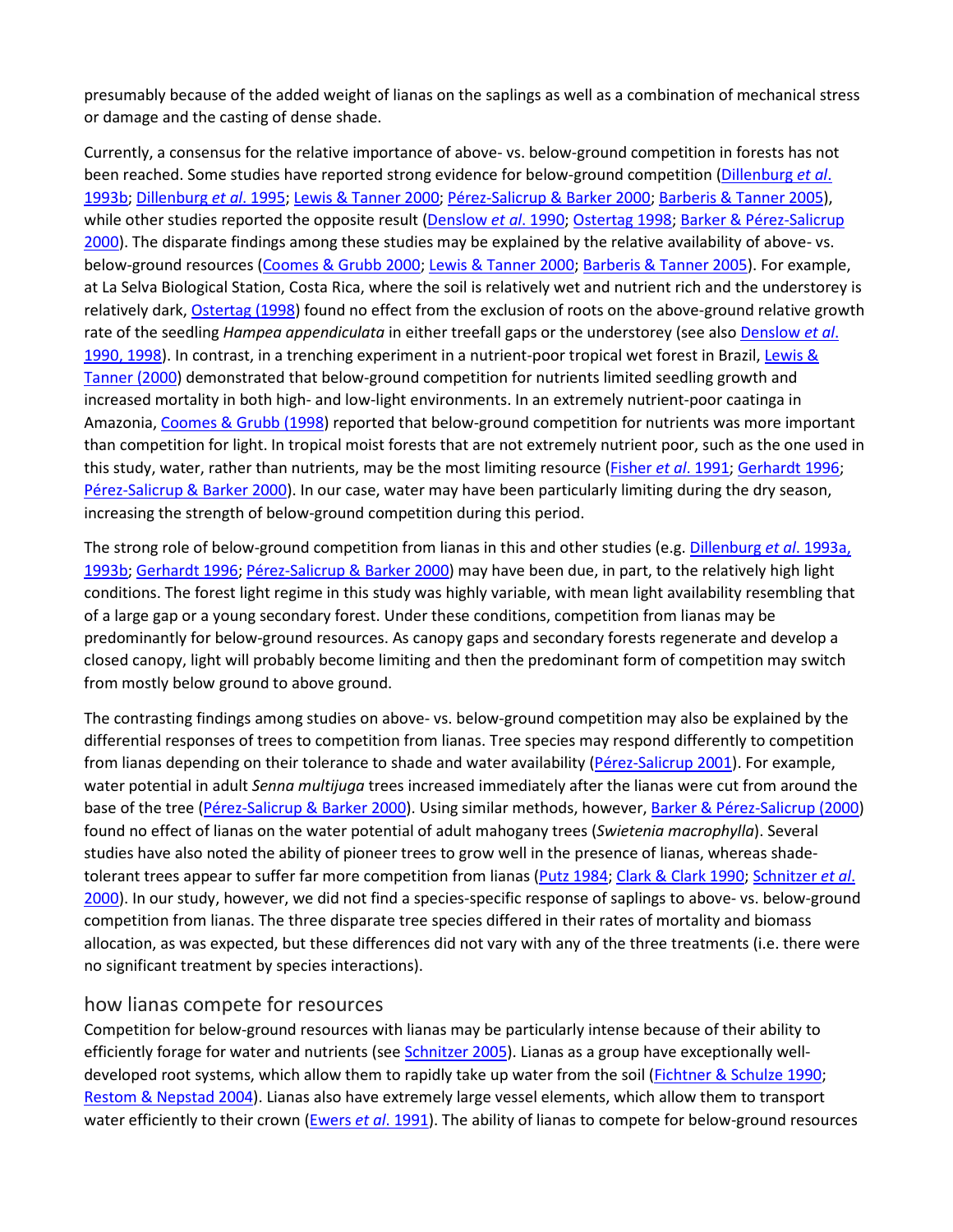presumably because of the added weight of lianas on the saplings as well as a combination of mechanical stress or damage and the casting of dense shade.

Currently, a consensus for the relative importance of above- vs. below-ground competition in forests has not been reached. Some studies have reported strong evidence for below-ground competition (Dillenburg *et al*. 1993b; Dillenburg *et al*. 1995; Lewis & Tanner 2000; Pérez-Salicrup & Barker 2000; Barberis & Tanner 2005), while other studies reported the opposite result (Denslow *et al*. 1990; Ostertag 1998; Barker & Pérez-Salicrup 2000). The disparate findings among these studies may be explained by the relative availability of above- vs. below-ground resources (Coomes & Grubb 2000; Lewis & Tanner 2000; Barberis & Tanner 2005). For example, at La Selva Biological Station, Costa Rica, where the soil is relatively wet and nutrient rich and the understorey is relatively dark, Ostertag (1998) found no effect from the exclusion of roots on the above-ground relative growth rate of the seedling *Hampea appendiculata* in either treefall gaps or the understorey (see also Denslow *et al*. 1990, 1998). In contrast, in a trenching experiment in a nutrient-poor tropical wet forest in Brazil, Lewis & Tanner (2000) demonstrated that below-ground competition for nutrients limited seedling growth and increased mortality in both high- and low-light environments. In an extremely nutrient-poor caatinga in Amazonia, Coomes & Grubb (1998) reported that below-ground competition for nutrients was more important than competition for light. In tropical moist forests that are not extremely nutrient poor, such as the one used in this study, water, rather than nutrients, may be the most limiting resource (Fisher *et al*. 1991; Gerhardt 1996; Pérez-Salicrup & Barker 2000). In our case, water may have been particularly limiting during the dry season, increasing the strength of below-ground competition during this period.

The strong role of below-ground competition from lianas in this and other studies (e.g. Dillenburg *et al*. 1993a, 1993b; Gerhardt 1996; Pérez-Salicrup & Barker 2000) may have been due, in part, to the relatively high light conditions. The forest light regime in this study was highly variable, with mean light availability resembling that of a large gap or a young secondary forest. Under these conditions, competition from lianas may be predominantly for below-ground resources. As canopy gaps and secondary forests regenerate and develop a closed canopy, light will probably become limiting and then the predominant form of competition may switch from mostly below ground to above ground.

The contrasting findings among studies on above- vs. below-ground competition may also be explained by the differential responses of trees to competition from lianas. Tree species may respond differently to competition from lianas depending on their tolerance to shade and water availability (Pérez-Salicrup 2001). For example, water potential in adult *Senna multijuga* trees increased immediately after the lianas were cut from around the base of the tree (Pérez-Salicrup & Barker 2000). Using similar methods, however, Barker & Pérez-Salicrup (2000) found no effect of lianas on the water potential of adult mahogany trees (*Swietenia macrophylla*). Several studies have also noted the ability of pioneer trees to grow well in the presence of lianas, whereas shade-tolerant trees appear to suffer far more competition from lianas (Putz 1984; Clark & Clark 1990; Schnitzer *et al*. 2000). In our study, however, we did not find a species-specific response of saplings to above- vs. below-ground competition from lianas. The three disparate tree species differed in their rates of mortality and biomass allocation, as was expected, but these differences did not vary with any of the three treatments (i.e. there were no significant treatment by species interactions).

## how lianas compete for resources

Competition for below-ground resources with lianas may be particularly intense because of their ability to efficiently forage for water and nutrients (see Schnitzer 2005). Lianas as a group have exceptionally well-developed root systems, which allow them to rapidly take up water from the soil (Fichtner & Schulze 1990; Restom & Nepstad 2004). Lianas also have extremely large vessel elements, which allow them to transport water efficiently to their crown (Ewers *et al*. 1991). The ability of lianas to compete for below-ground resources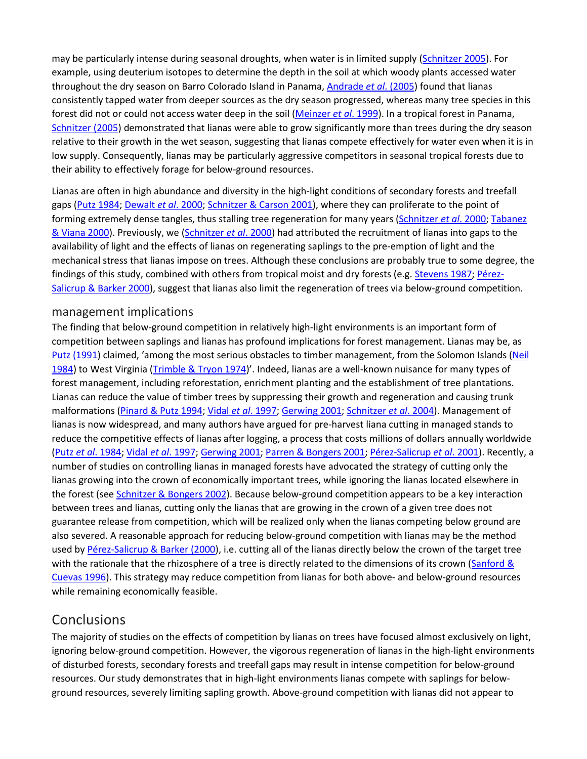may be particularly intense during seasonal droughts, when water is in limited supply (Schnitzer 2005). For example, using deuterium isotopes to determine the depth in the soil at which woody plants accessed water throughout the dry season on Barro Colorado Island in Panama, Andrade *et al*. (2005) found that lianas consistently tapped water from deeper sources as the dry season progressed, whereas many tree species in this forest did not or could not access water deep in the soil (Meinzer *et al*. 1999). In a tropical forest in Panama, Schnitzer (2005) demonstrated that lianas were able to grow significantly more than trees during the dry season relative to their growth in the wet season, suggesting that lianas compete effectively for water even when it is in low supply. Consequently, lianas may be particularly aggressive competitors in seasonal tropical forests due to their ability to effectively forage for below-ground resources.

Lianas are often in high abundance and diversity in the high-light conditions of secondary forests and treefall gaps (Putz 1984; Dewalt *et al*. 2000; Schnitzer & Carson 2001), where they can proliferate to the point of forming extremely dense tangles, thus stalling tree regeneration for many years (Schnitzer *et al*. 2000; Tabanez & Viana 2000). Previously, we (Schnitzer *et al*. 2000) had attributed the recruitment of lianas into gaps to the availability of light and the effects of lianas on regenerating saplings to the pre-emption of light and the mechanical stress that lianas impose on trees. Although these conclusions are probably true to some degree, the findings of this study, combined with others from tropical moist and dry forests (e.g. Stevens 1987; Pérez-Salicrup & Barker 2000), suggest that lianas also limit the regeneration of trees via below-ground competition.

### management implications

The finding that below-ground competition in relatively high-light environments is an important form of competition between saplings and lianas has profound implications for forest management. Lianas may be, as Putz (1991) claimed, 'among the most serious obstacles to timber management, from the Solomon Islands (Neil 1984) to West Virginia (Trimble & Tryon 1974)'. Indeed, lianas are a well-known nuisance for many types of forest management, including reforestation, enrichment planting and the establishment of tree plantations. Lianas can reduce the value of timber trees by suppressing their growth and regeneration and causing trunk malformations (Pinard & Putz 1994; Vidal *et al*. 1997; Gerwing 2001; Schnitzer *et al*. 2004). Management of lianas is now widespread, and many authors have argued for pre-harvest liana cutting in managed stands to reduce the competitive effects of lianas after logging, a process that costs millions of dollars annually worldwide (Putz *et al*. 1984; Vidal *et al*. 1997; Gerwing 2001; Parren & Bongers 2001; Pérez-Salicrup *et al*. 2001). Recently, a number of studies on controlling lianas in managed forests have advocated the strategy of cutting only the lianas growing into the crown of economically important trees, while ignoring the lianas located elsewhere in the forest (see Schnitzer & Bongers 2002). Because below-ground competition appears to be a key interaction between trees and lianas, cutting only the lianas that are growing in the crown of a given tree does not guarantee release from competition, which will be realized only when the lianas competing below ground are also severed. A reasonable approach for reducing below-ground competition with lianas may be the method used by Pérez-Salicrup & Barker (2000), i.e. cutting all of the lianas directly below the crown of the target tree with the rationale that the rhizosphere of a tree is directly related to the dimensions of its crown (Sanford & Cuevas 1996). This strategy may reduce competition from lianas for both above- and below-ground resources while remaining economically feasible.

## Conclusions

The majority of studies on the effects of competition by lianas on trees have focused almost exclusively on light, ignoring below-ground competition. However, the vigorous regeneration of lianas in the high-light environments of disturbed forests, secondary forests and treefall gaps may result in intense competition for below-ground resources. Our study demonstrates that in high-light environments lianas compete with saplings for below-ground resources, severely limiting sapling growth. Above-ground competition with lianas did not appear to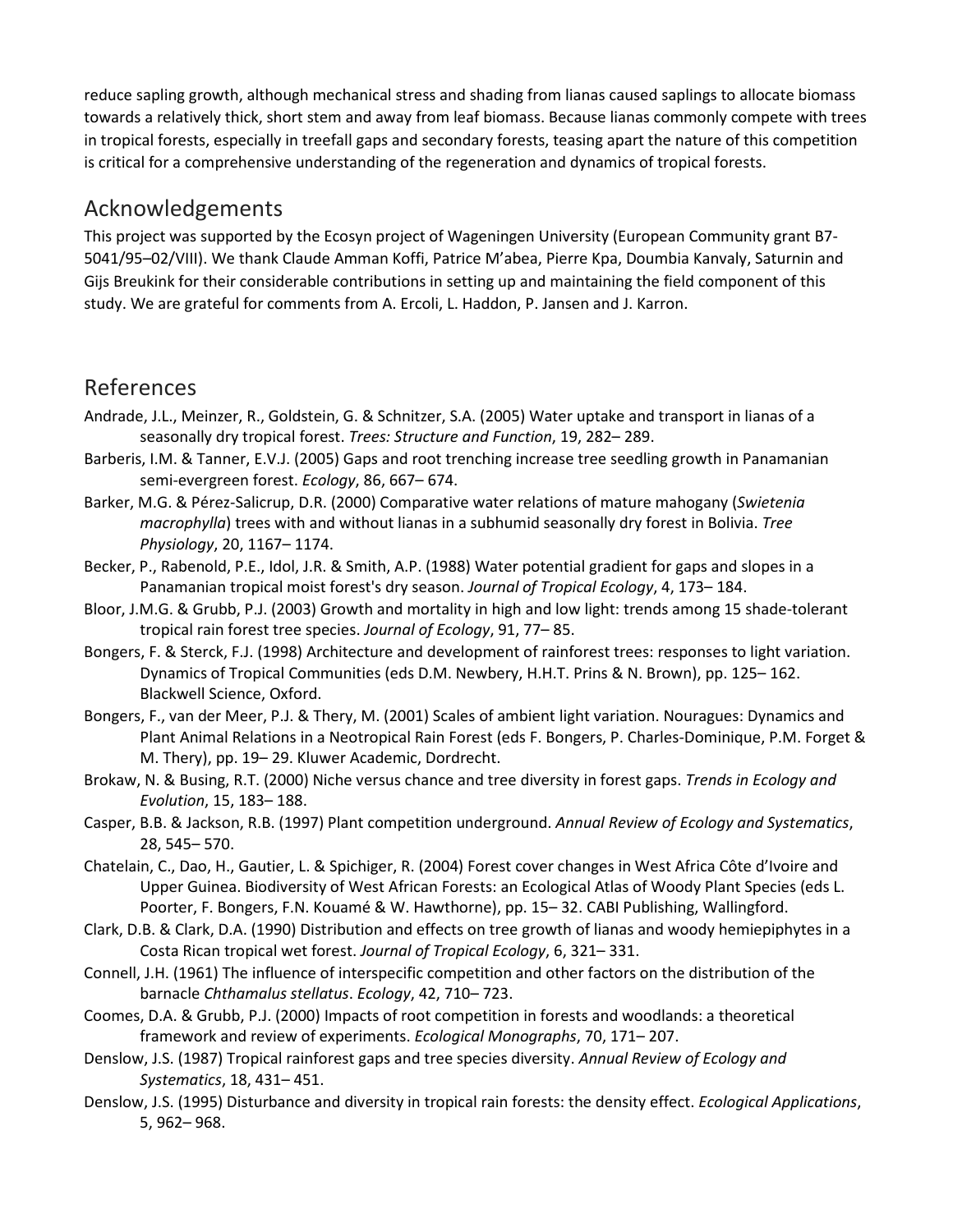reduce sapling growth, although mechanical stress and shading from lianas caused saplings to allocate biomass towards a relatively thick, short stem and away from leaf biomass. Because lianas commonly compete with trees in tropical forests, especially in treefall gaps and secondary forests, teasing apart the nature of this competition is critical for a comprehensive understanding of the regeneration and dynamics of tropical forests.

## Acknowledgements

This project was supported by the Ecosyn project of Wageningen University (European Community grant B7-5041/95–02/VIII). We thank Claude Amman Koffi, Patrice M'abea, Pierre Kpa, Doumbia Kanvaly, Saturnin and Gijs Breukink for their considerable contributions in setting up and maintaining the field component of this study. We are grateful for comments from A. Ercoli, L. Haddon, P. Jansen and J. Karron.

## References

Andrade, J.L., Meinzer, R., Goldstein, G. & Schnitzer, S.A. (2005) Water uptake and transport in lianas of a seasonally dry tropical forest. *Trees: Structure and Function*, 19, 282– 289.

Barberis, I.M. & Tanner, E.V.J. (2005) Gaps and root trenching increase tree seedling growth in Panamanian semi-evergreen forest. *Ecology*, 86, 667– 674.

Barker, M.G. & Pérez-Salicrup, D.R. (2000) Comparative water relations of mature mahogany (*Swietenia macrophylla*) trees with and without lianas in a subhumid seasonally dry forest in Bolivia. *Tree Physiology*, 20, 1167– 1174.

Becker, P., Rabenold, P.E., Idol, J.R. & Smith, A.P. (1988) Water potential gradient for gaps and slopes in a Panamanian tropical moist forest's dry season. *Journal of Tropical Ecology*, 4, 173– 184.

Bloor, J.M.G. & Grubb, P.J. (2003) Growth and mortality in high and low light: trends among 15 shade-tolerant tropical rain forest tree species. *Journal of Ecology*, 91, 77– 85.

Bongers, F. & Sterck, F.J. (1998) Architecture and development of rainforest trees: responses to light variation. Dynamics of Tropical Communities (eds D.M. Newbery, H.H.T. Prins & N. Brown), pp. 125– 162. Blackwell Science, Oxford.

Bongers, F., van der Meer, P.J. & Thery, M. (2001) Scales of ambient light variation. Nouragues: Dynamics and Plant Animal Relations in a Neotropical Rain Forest (eds F. Bongers, P. Charles-Dominique, P.M. Forget & M. Thery), pp. 19– 29. Kluwer Academic, Dordrecht.

Brokaw, N. & Busing, R.T. (2000) Niche versus chance and tree diversity in forest gaps. *Trends in Ecology and Evolution*, 15, 183– 188.

Casper, B.B. & Jackson, R.B. (1997) Plant competition underground. *Annual Review of Ecology and Systematics*, 28, 545– 570.

Chatelain, C., Dao, H., Gautier, L. & Spichiger, R. (2004) Forest cover changes in West Africa Côte d'Ivoire and Upper Guinea. Biodiversity of West African Forests: an Ecological Atlas of Woody Plant Species (eds L. Poorter, F. Bongers, F.N. Kouamé & W. Hawthorne), pp. 15– 32. CABI Publishing, Wallingford.

Clark, D.B. & Clark, D.A. (1990) Distribution and effects on tree growth of lianas and woody hemiepiphytes in a Costa Rican tropical wet forest. *Journal of Tropical Ecology*, 6, 321– 331.

Connell, J.H. (1961) The influence of interspecific competition and other factors on the distribution of the barnacle *Chthamalus stellatus*. *Ecology*, 42, 710– 723.

Coomes, D.A. & Grubb, P.J. (2000) Impacts of root competition in forests and woodlands: a theoretical framework and review of experiments. *Ecological Monographs*, 70, 171– 207.

Denslow, J.S. (1987) Tropical rainforest gaps and tree species diversity. *Annual Review of Ecology and Systematics*, 18, 431– 451.

Denslow, J.S. (1995) Disturbance and diversity in tropical rain forests: the density effect. *Ecological Applications*, 5, 962– 968.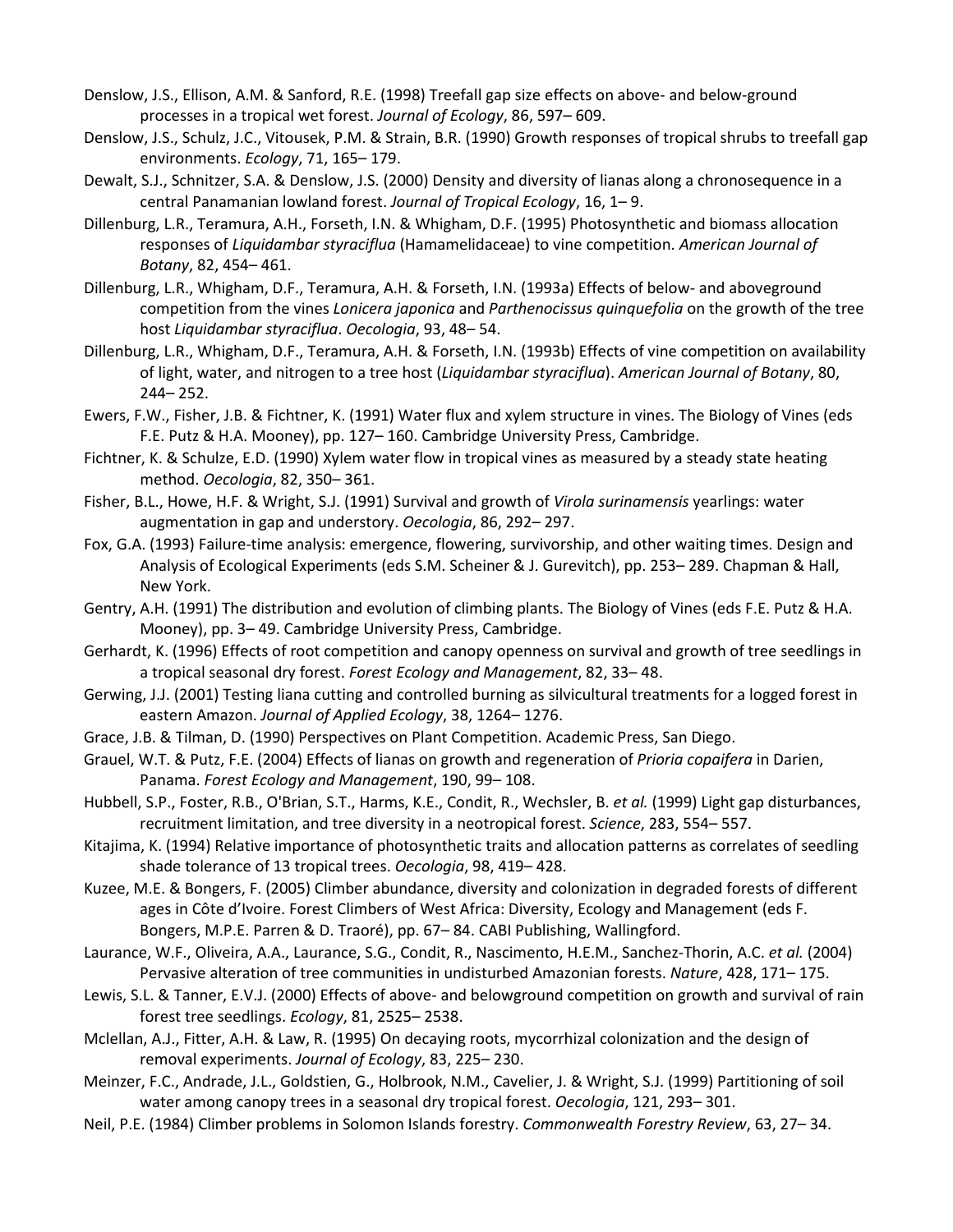Denslow, J.S., Ellison, A.M. & Sanford, R.E. (1998) Treefall gap size effects on above- and below-ground processes in a tropical wet forest. *Journal of Ecology*, 86, 597– 609.

Denslow, J.S., Schulz, J.C., Vitousek, P.M. & Strain, B.R. (1990) Growth responses of tropical shrubs to treefall gap environments. *Ecology*, 71, 165– 179.

Dewalt, S.J., Schnitzer, S.A. & Denslow, J.S. (2000) Density and diversity of lianas along a chronosequence in a central Panamanian lowland forest. *Journal of Tropical Ecology*, 16, 1– 9.

Dillenburg, L.R., Teramura, A.H., Forseth, I.N. & Whigham, D.F. (1995) Photosynthetic and biomass allocation responses of *Liquidambar styraciflua* (Hamamelidaceae) to vine competition. *American Journal of Botany*, 82, 454– 461.

Dillenburg, L.R., Whigham, D.F., Teramura, A.H. & Forseth, I.N. (1993a) Effects of below- and aboveground competition from the vines *Lonicera japonica* and *Parthenocissus quinquefolia* on the growth of the tree host *Liquidambar styraciflua*. *Oecologia*, 93, 48– 54.

Dillenburg, L.R., Whigham, D.F., Teramura, A.H. & Forseth, I.N. (1993b) Effects of vine competition on availability of light, water, and nitrogen to a tree host (*Liquidambar styraciflua*). *American Journal of Botany*, 80, 244– 252.

Ewers, F.W., Fisher, J.B. & Fichtner, K. (1991) Water flux and xylem structure in vines. The Biology of Vines (eds F.E. Putz & H.A. Mooney), pp. 127– 160. Cambridge University Press, Cambridge.

Fichtner, K. & Schulze, E.D. (1990) Xylem water flow in tropical vines as measured by a steady state heating method. *Oecologia*, 82, 350– 361.

Fisher, B.L., Howe, H.F. & Wright, S.J. (1991) Survival and growth of *Virola surinamensis* yearlings: water augmentation in gap and understory. *Oecologia*, 86, 292– 297.

Fox, G.A. (1993) Failure-time analysis: emergence, flowering, survivorship, and other waiting times. Design and Analysis of Ecological Experiments (eds S.M. Scheiner & J. Gurevitch), pp. 253– 289. Chapman & Hall, New York.

Gentry, A.H. (1991) The distribution and evolution of climbing plants. The Biology of Vines (eds F.E. Putz & H.A. Mooney), pp. 3– 49. Cambridge University Press, Cambridge.

Gerhardt, K. (1996) Effects of root competition and canopy openness on survival and growth of tree seedlings in a tropical seasonal dry forest. *Forest Ecology and Management*, 82, 33– 48.

Gerwing, J.J. (2001) Testing liana cutting and controlled burning as silvicultural treatments for a logged forest in eastern Amazon. *Journal of Applied Ecology*, 38, 1264– 1276.

Grace, J.B. & Tilman, D. (1990) Perspectives on Plant Competition. Academic Press, San Diego.

Grauel, W.T. & Putz, F.E. (2004) Effects of lianas on growth and regeneration of *Prioria copaifera* in Darien, Panama. *Forest Ecology and Management*, 190, 99– 108.

Hubbell, S.P., Foster, R.B., O'Brian, S.T., Harms, K.E., Condit, R., Wechsler, B. *et al.* (1999) Light gap disturbances, recruitment limitation, and tree diversity in a neotropical forest. *Science*, 283, 554– 557.

Kitajima, K. (1994) Relative importance of photosynthetic traits and allocation patterns as correlates of seedling shade tolerance of 13 tropical trees. *Oecologia*, 98, 419– 428.

Kuzee, M.E. & Bongers, F. (2005) Climber abundance, diversity and colonization in degraded forests of different ages in Côte d'Ivoire. Forest Climbers of West Africa: Diversity, Ecology and Management (eds F. Bongers, M.P.E. Parren & D. Traoré), pp. 67– 84. CABI Publishing, Wallingford.

Laurance, W.F., Oliveira, A.A., Laurance, S.G., Condit, R., Nascimento, H.E.M., Sanchez-Thorin, A.C. *et al.* (2004) Pervasive alteration of tree communities in undisturbed Amazonian forests. *Nature*, 428, 171– 175.

Lewis, S.L. & Tanner, E.V.J. (2000) Effects of above- and belowground competition on growth and survival of rain forest tree seedlings. *Ecology*, 81, 2525– 2538.

Mclellan, A.J., Fitter, A.H. & Law, R. (1995) On decaying roots, mycorrhizal colonization and the design of removal experiments. *Journal of Ecology*, 83, 225– 230.

Meinzer, F.C., Andrade, J.L., Goldstien, G., Holbrook, N.M., Cavelier, J. & Wright, S.J. (1999) Partitioning of soil water among canopy trees in a seasonal dry tropical forest. *Oecologia*, 121, 293– 301.

Neil, P.E. (1984) Climber problems in Solomon Islands forestry. *Commonwealth Forestry Review*, 63, 27– 34.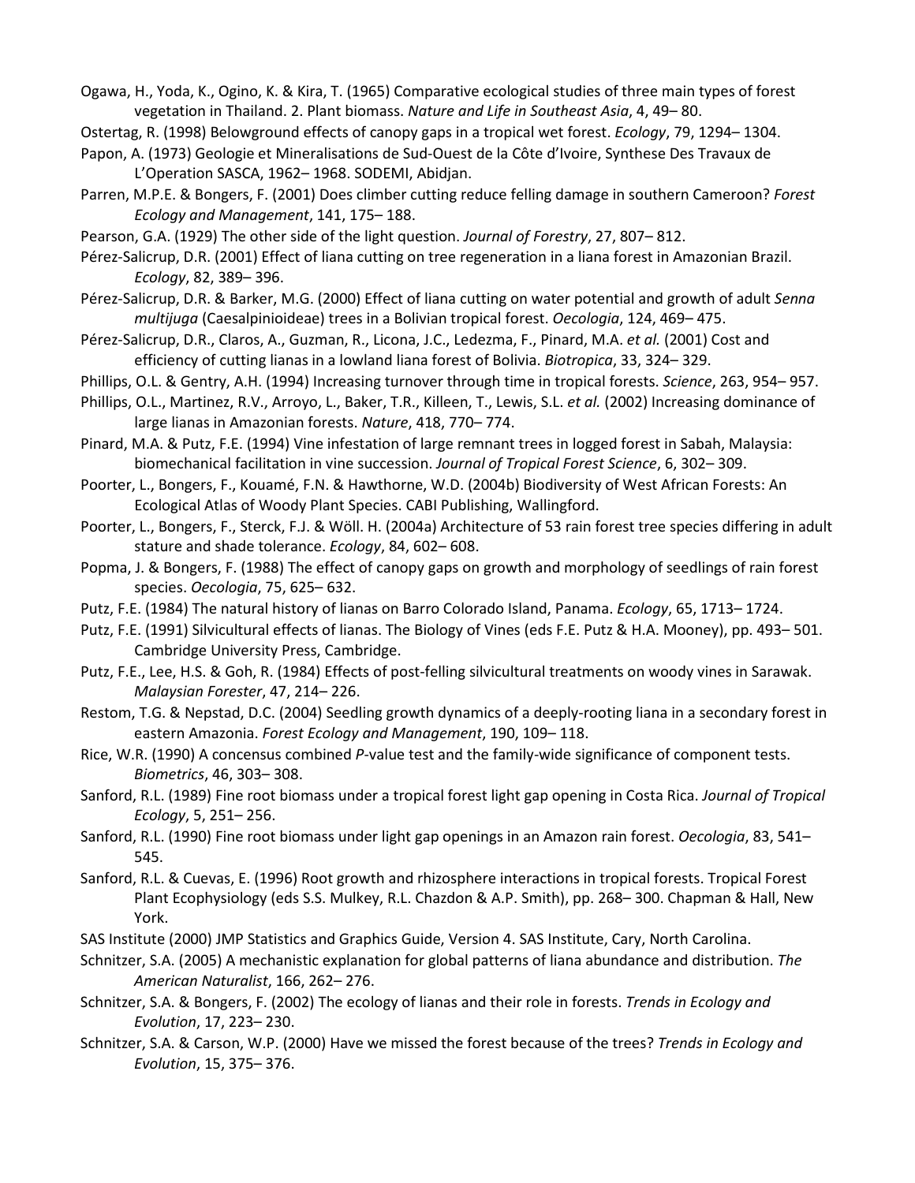Ogawa, H., Yoda, K., Ogino, K. & Kira, T. (1965) Comparative ecological studies of three main types of forest vegetation in Thailand. 2. Plant biomass. *Nature and Life in Southeast Asia*, 4, 49– 80.

Ostertag, R. (1998) Belowground effects of canopy gaps in a tropical wet forest. *Ecology*, 79, 1294– 1304.

Papon, A. (1973) Geologie et Mineralisations de Sud-Ouest de la Côte d'Ivoire, Synthese Des Travaux de L'Operation SASCA, 1962– 1968. SODEMI, Abidjan.

Parren, M.P.E. & Bongers, F. (2001) Does climber cutting reduce felling damage in southern Cameroon? *Forest Ecology and Management*, 141, 175– 188.

Pearson, G.A. (1929) The other side of the light question. *Journal of Forestry*, 27, 807– 812.

Pérez-Salicrup, D.R. (2001) Effect of liana cutting on tree regeneration in a liana forest in Amazonian Brazil. *Ecology*, 82, 389– 396.

Pérez-Salicrup, D.R. & Barker, M.G. (2000) Effect of liana cutting on water potential and growth of adult *Senna multijuga* (Caesalpinioideae) trees in a Bolivian tropical forest. *Oecologia*, 124, 469– 475.

Pérez-Salicrup, D.R., Claros, A., Guzman, R., Licona, J.C., Ledezma, F., Pinard, M.A. *et al.* (2001) Cost and efficiency of cutting lianas in a lowland liana forest of Bolivia. *Biotropica*, 33, 324– 329.

Phillips, O.L. & Gentry, A.H. (1994) Increasing turnover through time in tropical forests. *Science*, 263, 954– 957.

Phillips, O.L., Martinez, R.V., Arroyo, L., Baker, T.R., Killeen, T., Lewis, S.L. *et al.* (2002) Increasing dominance of large lianas in Amazonian forests. *Nature*, 418, 770– 774.

Pinard, M.A. & Putz, F.E. (1994) Vine infestation of large remnant trees in logged forest in Sabah, Malaysia: biomechanical facilitation in vine succession. *Journal of Tropical Forest Science*, 6, 302– 309.

Poorter, L., Bongers, F., Kouamé, F.N. & Hawthorne, W.D. (2004b) Biodiversity of West African Forests: An Ecological Atlas of Woody Plant Species. CABI Publishing, Wallingford.

Poorter, L., Bongers, F., Sterck, F.J. & Wöll. H. (2004a) Architecture of 53 rain forest tree species differing in adult stature and shade tolerance. *Ecology*, 84, 602– 608.

Popma, J. & Bongers, F. (1988) The effect of canopy gaps on growth and morphology of seedlings of rain forest species. *Oecologia*, 75, 625– 632.

Putz, F.E. (1984) The natural history of lianas on Barro Colorado Island, Panama. *Ecology*, 65, 1713– 1724.

Putz, F.E. (1991) Silvicultural effects of lianas. The Biology of Vines (eds F.E. Putz & H.A. Mooney), pp. 493– 501. Cambridge University Press, Cambridge.

Putz, F.E., Lee, H.S. & Goh, R. (1984) Effects of post-felling silvicultural treatments on woody vines in Sarawak. *Malaysian Forester*, 47, 214– 226.

Restom, T.G. & Nepstad, D.C. (2004) Seedling growth dynamics of a deeply-rooting liana in a secondary forest in eastern Amazonia. *Forest Ecology and Management*, 190, 109– 118.

Rice, W.R. (1990) A concensus combined *P*-value test and the family-wide significance of component tests. *Biometrics*, 46, 303– 308.

Sanford, R.L. (1989) Fine root biomass under a tropical forest light gap opening in Costa Rica. *Journal of Tropical Ecology*, 5, 251– 256.

Sanford, R.L. (1990) Fine root biomass under light gap openings in an Amazon rain forest. *Oecologia*, 83, 541– 545.

Sanford, R.L. & Cuevas, E. (1996) Root growth and rhizosphere interactions in tropical forests. Tropical Forest Plant Ecophysiology (eds S.S. Mulkey, R.L. Chazdon & A.P. Smith), pp. 268– 300. Chapman & Hall, New York.

SAS Institute (2000) JMP Statistics and Graphics Guide, Version 4. SAS Institute, Cary, North Carolina.

Schnitzer, S.A. (2005) A mechanistic explanation for global patterns of liana abundance and distribution. *The American Naturalist*, 166, 262– 276.

Schnitzer, S.A. & Bongers, F. (2002) The ecology of lianas and their role in forests. *Trends in Ecology and Evolution*, 17, 223– 230.

Schnitzer, S.A. & Carson, W.P. (2000) Have we missed the forest because of the trees? *Trends in Ecology and Evolution*, 15, 375– 376.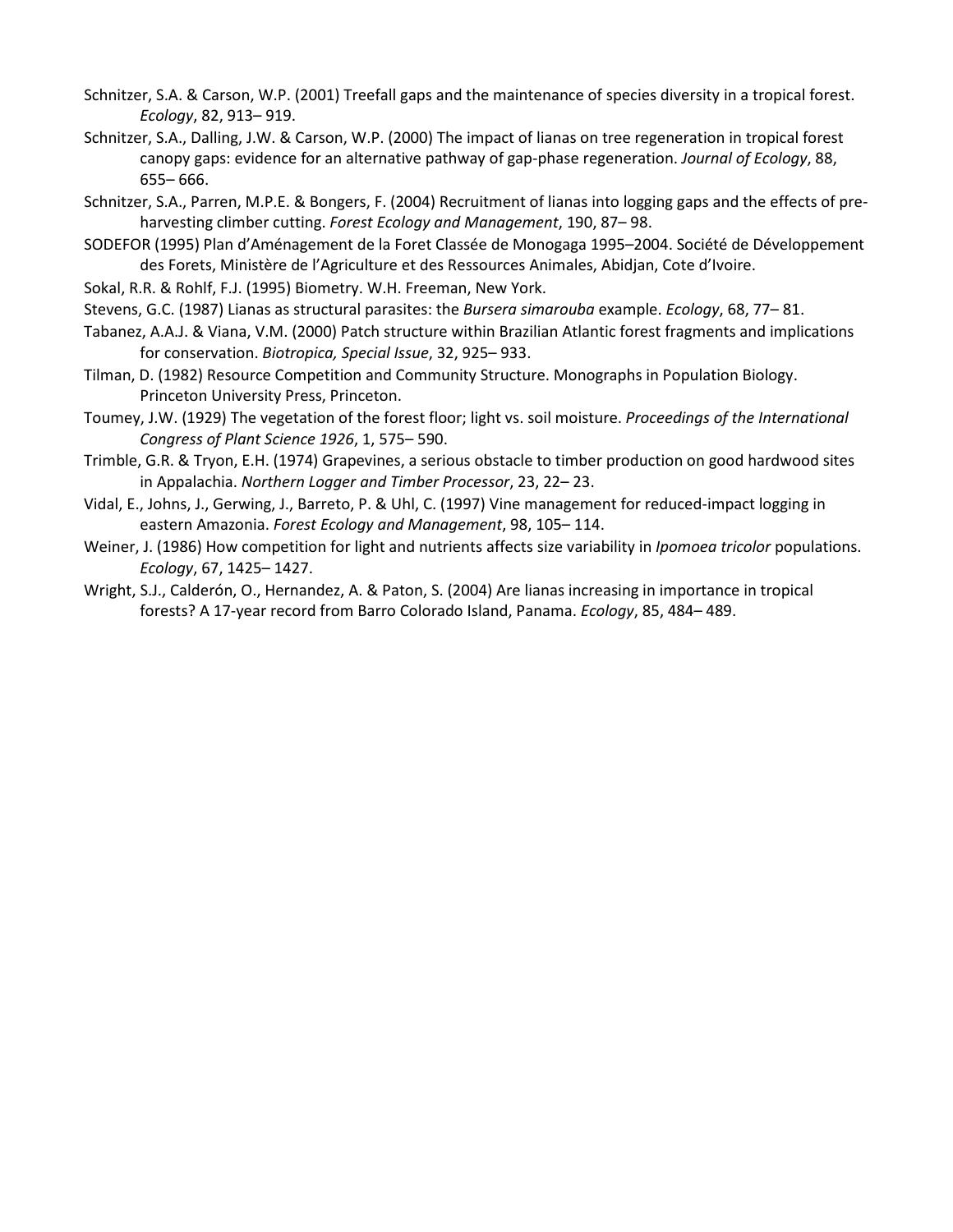Schnitzer, S.A. & Carson, W.P. (2001) Treefall gaps and the maintenance of species diversity in a tropical forest. *Ecology*, 82, 913– 919.

Schnitzer, S.A., Dalling, J.W. & Carson, W.P. (2000) The impact of lianas on tree regeneration in tropical forest canopy gaps: evidence for an alternative pathway of gap-phase regeneration. *Journal of Ecology*, 88, 655– 666.

Schnitzer, S.A., Parren, M.P.E. & Bongers, F. (2004) Recruitment of lianas into logging gaps and the effects of pre-harvesting climber cutting. *Forest Ecology and Management*, 190, 87– 98.

SODEFOR (1995) Plan d'Aménagement de la Foret Classée de Monogaga 1995–2004. Société de Développement des Forets, Ministère de l'Agriculture et des Ressources Animales, Abidjan, Cote d'Ivoire.

Sokal, R.R. & Rohlf, F.J. (1995) Biometry. W.H. Freeman, New York.

Stevens, G.C. (1987) Lianas as structural parasites: the *Bursera simarouba* example. *Ecology*, 68, 77– 81.

Tabanez, A.A.J. & Viana, V.M. (2000) Patch structure within Brazilian Atlantic forest fragments and implications for conservation. *Biotropica, Special Issue*, 32, 925– 933.

Tilman, D. (1982) Resource Competition and Community Structure. Monographs in Population Biology. Princeton University Press, Princeton.

Toumey, J.W. (1929) The vegetation of the forest floor; light vs. soil moisture. *Proceedings of the International Congress of Plant Science 1926*, 1, 575– 590.

Trimble, G.R. & Tryon, E.H. (1974) Grapevines, a serious obstacle to timber production on good hardwood sites in Appalachia. *Northern Logger and Timber Processor*, 23, 22– 23.

Vidal, E., Johns, J., Gerwing, J., Barreto, P. & Uhl, C. (1997) Vine management for reduced-impact logging in eastern Amazonia. *Forest Ecology and Management*, 98, 105– 114.

Weiner, J. (1986) How competition for light and nutrients affects size variability in *Ipomoea tricolor* populations. *Ecology*, 67, 1425– 1427.

Wright, S.J., Calderón, O., Hernandez, A. & Paton, S. (2004) Are lianas increasing in importance in tropical forests? A 17-year record from Barro Colorado Island, Panama. *Ecology*, 85, 484– 489.